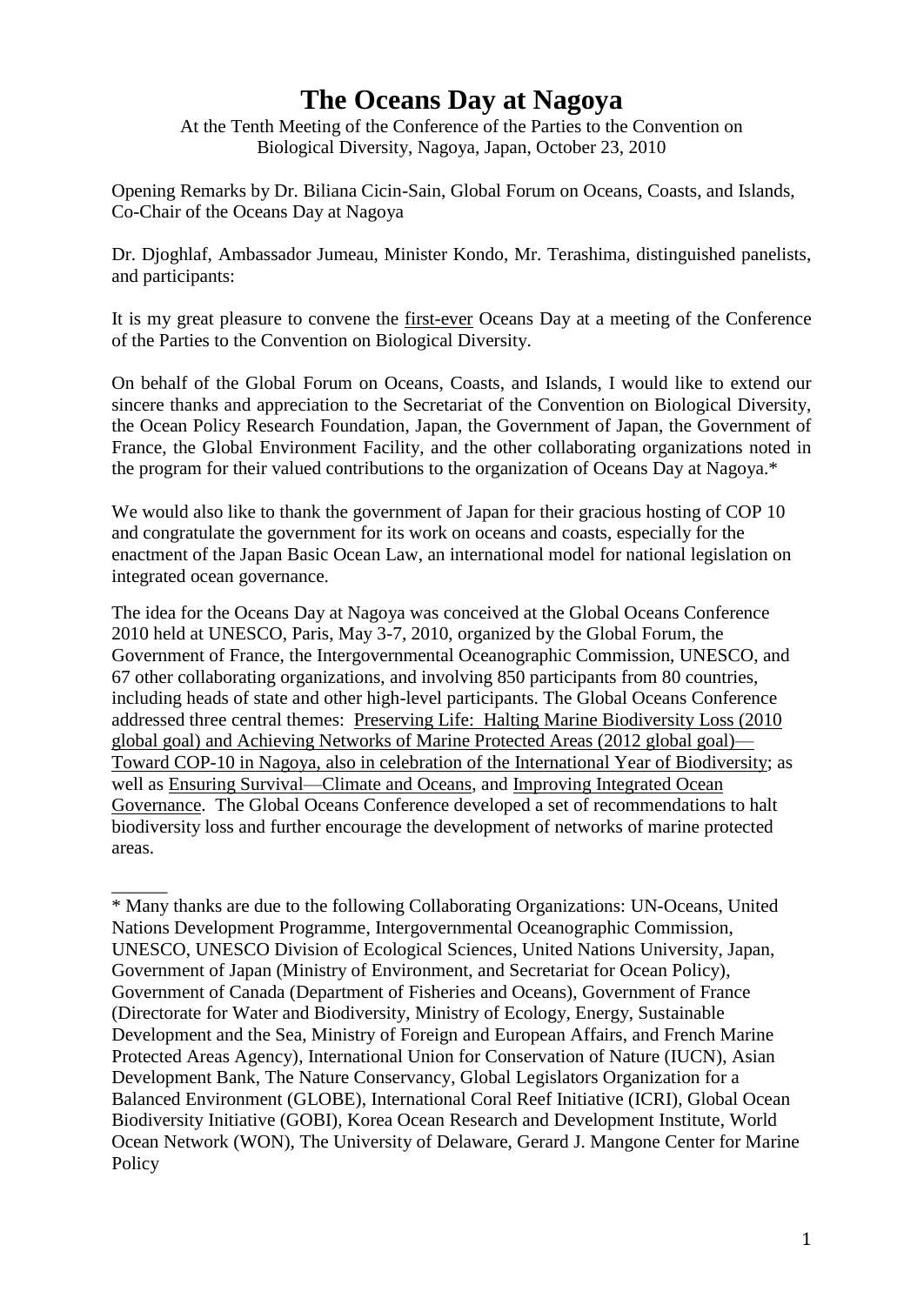# The Oceans Day at Nagoya

At the Tenth Meeting of the Conference of the Parties to the Convention on Biological Diversity, Nagoya, Japan, October 23, 2010

Opening Remarks by Dr. Biliana Cicin-Sain, Global Forum on Oceans, Coasts, and Islands, Co-Chair of the Oceans Day at Nagoya

Dr. Djoghlaf, Ambassador Jumeau, Minister Kondo, Mr. Terashima, distinguished panelists, and participants:

It is my great pleasure to convene the first-ever Oceans Day at a meeting of the Conference of the Parties to the Convention on Biological Diversity.

On behalf of the Global Forum on Oceans, Coasts, and Islands, I would like to extend our sincere thanks and appreciation to the Secretariat of the Convention on Biological Diversity, the Ocean Policy Research Foundation, Japan, the Government of Japan, the Government of France, the Global Environment Facility, and the other collaborating organizations noted in the program for their valued contributions to the organization of Oceans Day at Nagoya.*

We would also like to thank the government of Japan for their gracious hosting of COP 10 and congratulate the government for its work on oceans and coasts, especially for the enactment of the Japan Basic Ocean Law, an international model for national legislation on integrated ocean governance.

The idea for the Oceans Day at Nagoya was conceived at the Global Oceans Conference 2010 held at UNESCO, Paris, May 3-7, 2010, organized by the Global Forum, the Government of France, the Intergovernmental Oceanographic Commission, UNESCO, and 67 other collaborating organizations, and involving 850 participants from 80 countries, including heads of state and other high-level participants. The Global Oceans Conference addressed three central themes: Preserving Life: Halting Marine Biodiversity Loss (2010 global goal) and Achieving Networks of Marine Protected Areas (2012 global goal)—Toward COP-10 in Nagoya, also in celebration of the International Year of Biodiversity; as well as Ensuring Survival—Climate and Oceans, and Improving Integrated Ocean Governance. The Global Oceans Conference developed a set of recommendations to halt biodiversity loss and further encourage the development of networks of marine protected areas.

______

* Many thanks are due to the following Collaborating Organizations: UN-Oceans, United Nations Development Programme, Intergovernmental Oceanographic Commission, UNESCO, UNESCO Division of Ecological Sciences, United Nations University, Japan, Government of Japan (Ministry of Environment, and Secretariat for Ocean Policy), Government of Canada (Department of Fisheries and Oceans), Government of France (Directorate for Water and Biodiversity, Ministry of Ecology, Energy, Sustainable Development and the Sea, Ministry of Foreign and European Affairs, and French Marine Protected Areas Agency), International Union for Conservation of Nature (IUCN), Asian Development Bank, The Nature Conservancy, Global Legislators Organization for a Balanced Environment (GLOBE), International Coral Reef Initiative (ICRI), Global Ocean Biodiversity Initiative (GOBI), Korea Ocean Research and Development Institute, World Ocean Network (WON), The University of Delaware, Gerard J. Mangone Center for Marine Policy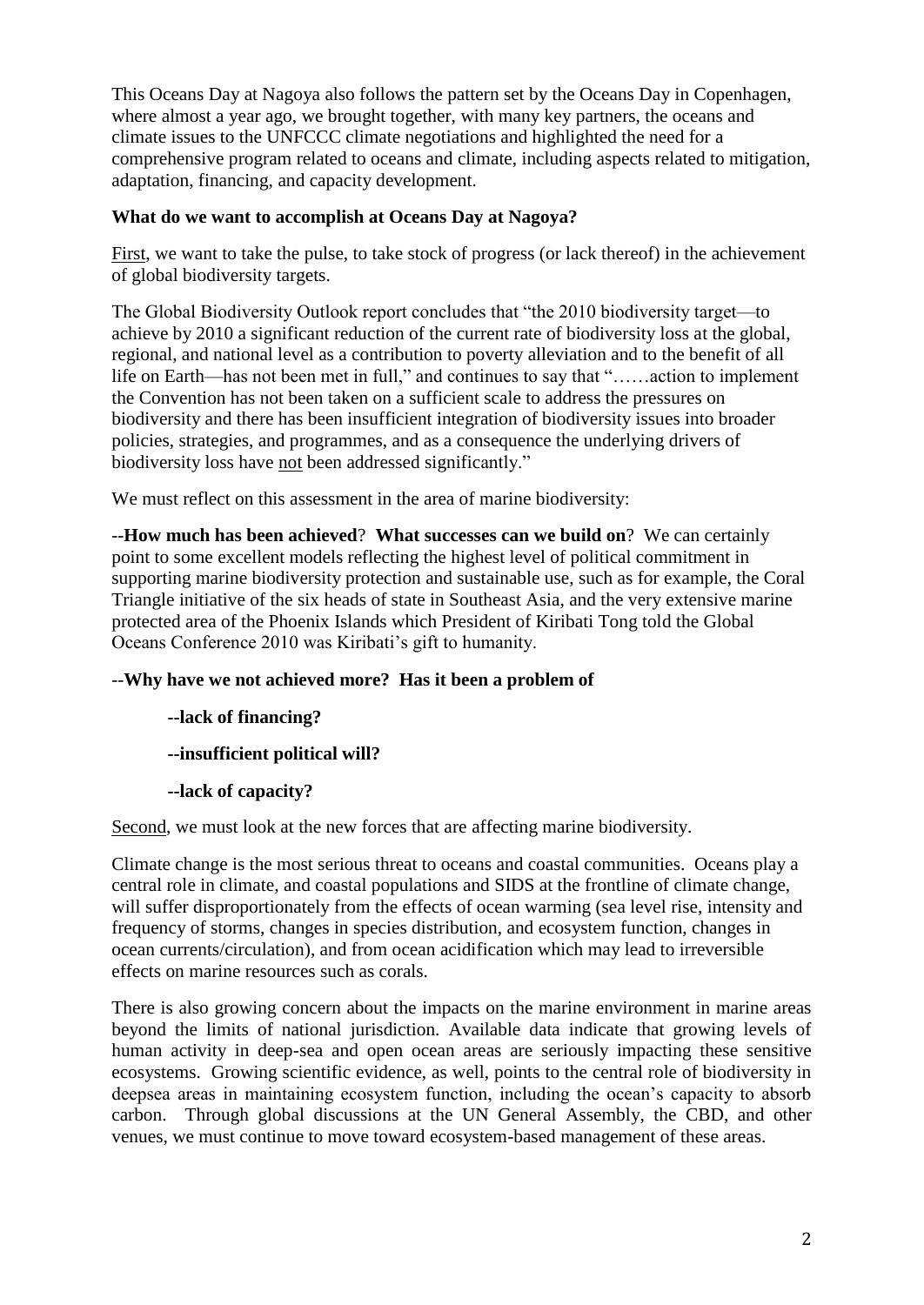This Oceans Day at Nagoya also follows the pattern set by the Oceans Day in Copenhagen, where almost a year ago, we brought together, with many key partners, the oceans and climate issues to the UNFCCC climate negotiations and highlighted the need for a comprehensive program related to oceans and climate, including aspects related to mitigation, adaptation, financing, and capacity development.

**What do we want to accomplish at Oceans Day at Nagoya?**

<u>First</u>, we want to take the pulse, to take stock of progress (or lack thereof) in the achievement of global biodiversity targets.

The Global Biodiversity Outlook report concludes that "the 2010 biodiversity target—to achieve by 2010 a significant reduction of the current rate of biodiversity loss at the global, regional, and national level as a contribution to poverty alleviation and to the benefit of all life on Earth—has not been met in full," and continues to say that "……action to implement the Convention has not been taken on a sufficient scale to address the pressures on biodiversity and there has been insufficient integration of biodiversity issues into broader policies, strategies, and programmes, and as a consequence the underlying drivers of biodiversity loss have <u>not</u> been addressed significantly."

We must reflect on this assessment in the area of marine biodiversity:

--**How much has been achieved**? **What successes can we build on**? We can certainly point to some excellent models reflecting the highest level of political commitment in supporting marine biodiversity protection and sustainable use, such as for example, the Coral Triangle initiative of the six heads of state in Southeast Asia, and the very extensive marine protected area of the Phoenix Islands which President of Kiribati Tong told the Global Oceans Conference 2010 was Kiribati's gift to humanity.

--**Why have we not achieved more? Has it been a problem of**

> **--lack of financing?**
>
> **--insufficient political will?**
>
> **--lack of capacity?**

<u>Second</u>, we must look at the new forces that are affecting marine biodiversity.

Climate change is the most serious threat to oceans and coastal communities. Oceans play a central role in climate, and coastal populations and SIDS at the frontline of climate change, will suffer disproportionately from the effects of ocean warming (sea level rise, intensity and frequency of storms, changes in species distribution, and ecosystem function, changes in ocean currents/circulation), and from ocean acidification which may lead to irreversible effects on marine resources such as corals.

There is also growing concern about the impacts on the marine environment in marine areas beyond the limits of national jurisdiction. Available data indicate that growing levels of human activity in deep-sea and open ocean areas are seriously impacting these sensitive ecosystems. Growing scientific evidence, as well, points to the central role of biodiversity in deepsea areas in maintaining ecosystem function, including the ocean's capacity to absorb carbon. Through global discussions at the UN General Assembly, the CBD, and other venues, we must continue to move toward ecosystem-based management of these areas.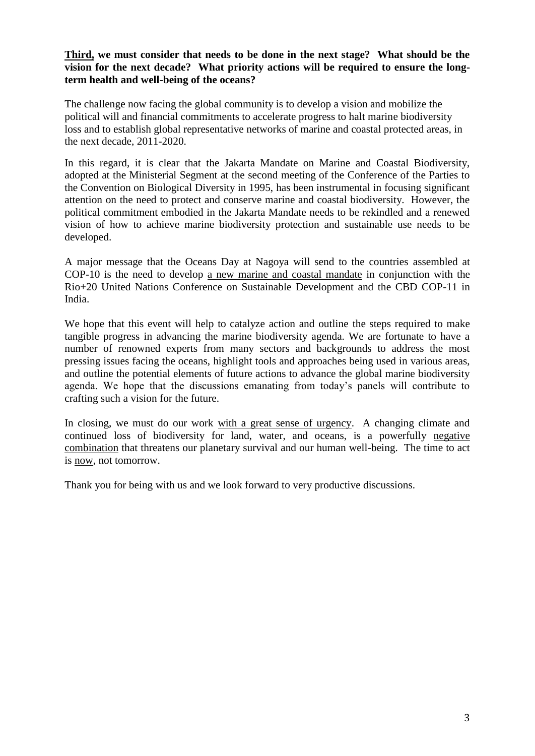**<u>Third,</u> we must consider that needs to be done in the next stage? What should be the vision for the next decade? What priority actions will be required to ensure the long-term health and well-being of the oceans?**

The challenge now facing the global community is to develop a vision and mobilize the political will and financial commitments to accelerate progress to halt marine biodiversity loss and to establish global representative networks of marine and coastal protected areas, in the next decade, 2011-2020.

In this regard, it is clear that the Jakarta Mandate on Marine and Coastal Biodiversity, adopted at the Ministerial Segment at the second meeting of the Conference of the Parties to the Convention on Biological Diversity in 1995, has been instrumental in focusing significant attention on the need to protect and conserve marine and coastal biodiversity. However, the political commitment embodied in the Jakarta Mandate needs to be rekindled and a renewed vision of how to achieve marine biodiversity protection and sustainable use needs to be developed.

A major message that the Oceans Day at Nagoya will send to the countries assembled at COP-10 is the need to develop <u>a new marine and coastal mandate</u> in conjunction with the Rio+20 United Nations Conference on Sustainable Development and the CBD COP-11 in India.

We hope that this event will help to catalyze action and outline the steps required to make tangible progress in advancing the marine biodiversity agenda. We are fortunate to have a number of renowned experts from many sectors and backgrounds to address the most pressing issues facing the oceans, highlight tools and approaches being used in various areas, and outline the potential elements of future actions to advance the global marine biodiversity agenda. We hope that the discussions emanating from today's panels will contribute to crafting such a vision for the future.

In closing, we must do our work <u>with a great sense of urgency</u>. A changing climate and continued loss of biodiversity for land, water, and oceans, is a powerfully <u>negative combination</u> that threatens our planetary survival and our human well-being. The time to act is <u>now</u>, not tomorrow.

Thank you for being with us and we look forward to very productive discussions.